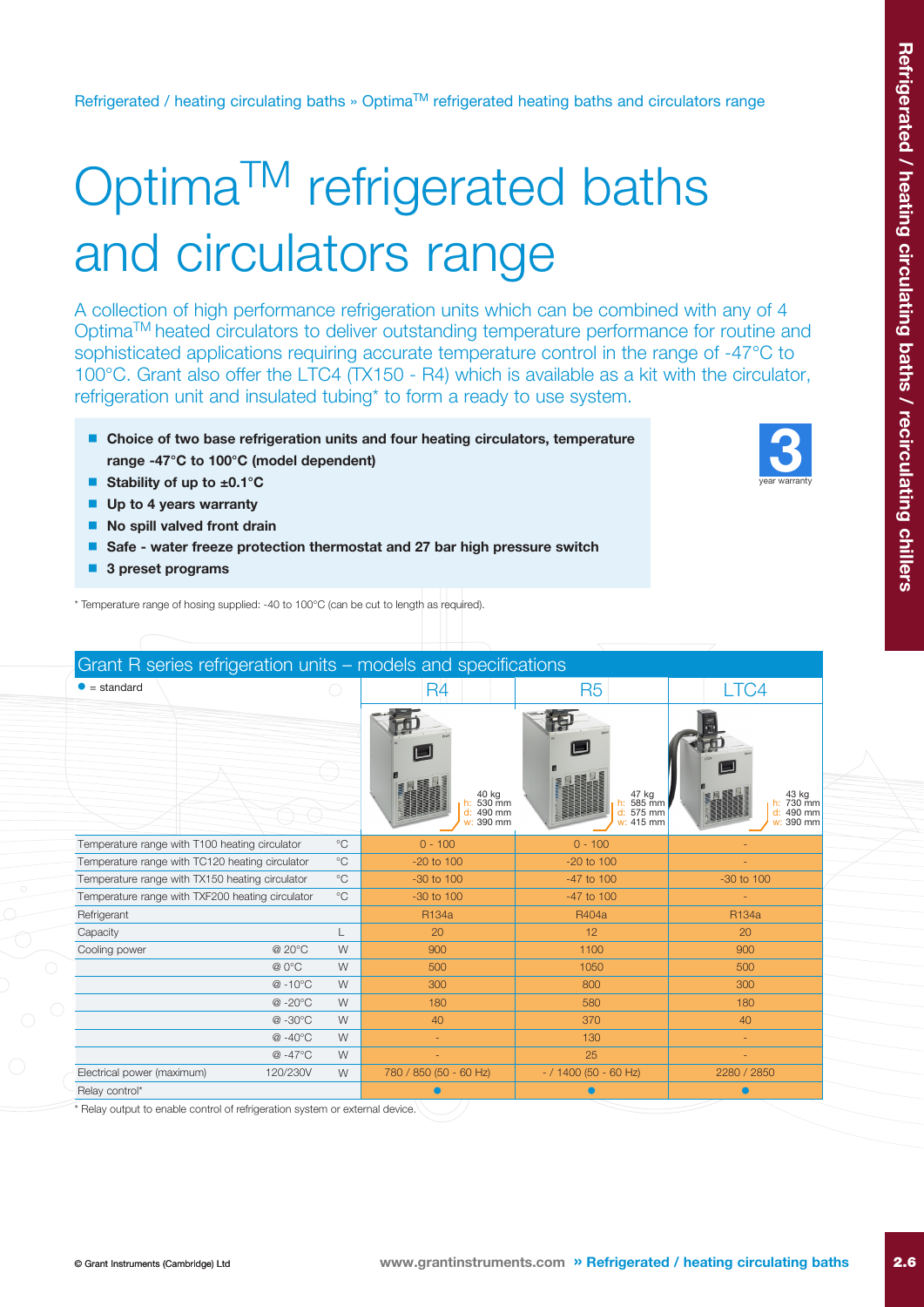Refrigerated / heating circulating baths » Optima[TM] refrigerated heating baths and circulators range

# Optima[TM] refrigerated baths and circulators range

A collection of high performance refrigeration units which can be combined with any of 4 Optima[TM] heated circulators to deliver outstanding temperature performance for routine and sophisticated applications requiring accurate temperature control in the range of -47°C to 100°C. Grant also offer the LTC4 (TX150 - R4) which is available as a kit with the circulator, refrigeration unit and insulated tubing* to form a ready to use system.

- **Choice of two base refrigeration units and four heating circulators, temperature range -47°C to 100°C (model dependent)**
- **Stability of up to ±0.1°C**
- **Up to 4 years warranty**
- **No spill valved front drain**
- **Safe - water freeze protection thermostat and 27 bar high pressure switch**
- **3 preset programs**

3 year warranty

\* Temperature range of hosing supplied: -40 to 100°C (can be cut to length as required).

## Grant R series refrigeration units – models and specifications

● = standard

| | | | R4 | R5 | LTC4 |
|---|---|---|---|---|---|
| | | | 40 kg<br>h: 530 mm<br>d: 490 mm<br>w: 390 mm | 47 kg<br>h: 585 mm<br>d: 575 mm<br>w: 415 mm | 43 kg<br>h: 730 mm<br>d: 490 mm<br>w: 390 mm |
| Temperature range with T100 heating circulator | | °C | 0 - 100 | 0 - 100 | - |
| Temperature range with TC120 heating circulator | | °C | -20 to 100 | -20 to 100 | - |
| Temperature range with TX150 heating circulator | | °C | -30 to 100 | -47 to 100 | -30 to 100 |
| Temperature range with TXF200 heating circulator | | °C | -30 to 100 | -47 to 100 | - |
| Refrigerant | | | R134a | R404a | R134a |
| Capacity | | L | 20 | 12 | 20 |
| Cooling power | @ 20°C | W | 900 | 1100 | 900 |
| | @ 0°C | W | 500 | 1050 | 500 |
| | @ -10°C | W | 300 | 800 | 300 |
| | @ -20°C | W | 180 | 580 | 180 |
| | @ -30°C | W | 40 | 370 | 40 |
| | @ -40°C | W | - | 130 | - |
| | @ -47°C | W | - | 25 | - |
| Electrical power (maximum) | 120/230V | W | 780 / 850 (50 - 60 Hz) | - / 1400 (50 - 60 Hz) | 2280 / 2850 |
| Relay control* | | | ● | ● | ● |

\* Relay output to enable control of refrigeration system or external device.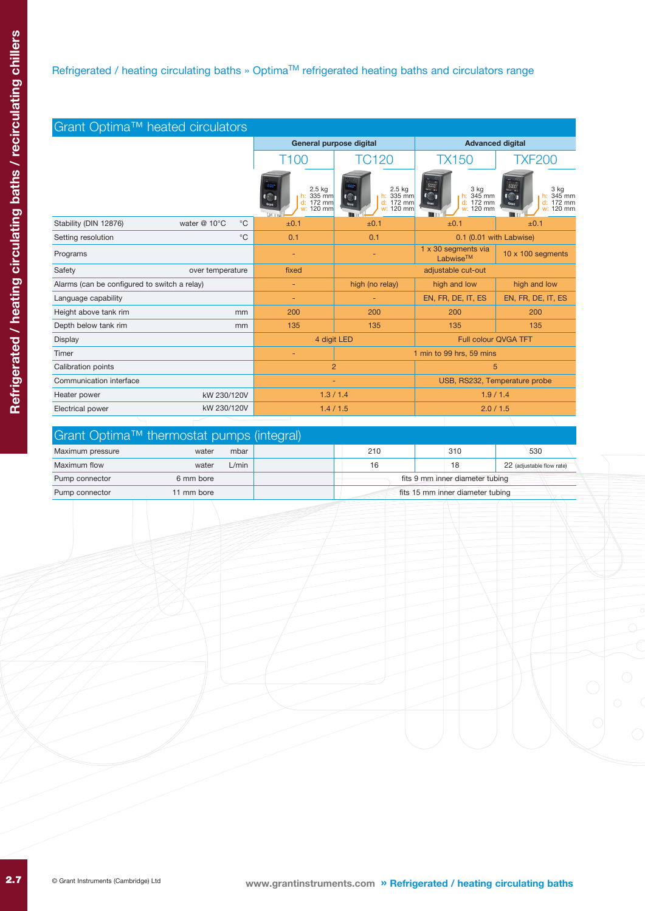Refrigerated / heating circulating baths » Optima[TM] refrigerated heating baths and circulators range

## Grant Optima™ heated circulators

| | | | General purpose digital | | Advanced digital | |
|---|---|---|---|---|---|---|
| | | | T100 | TC120 | TX150 | TXF200 |
| | | | 2.5 kg h: 335 mm d: 172 mm w: 120 mm | 2.5 kg h: 335 mm d: 172 mm w: 120 mm | 3 kg h: 345 mm d: 172 mm w: 120 mm | 3 kg h: 345 mm d: 172 mm w: 120 mm |
| Stability (DIN 12876) | water @ 10°C | °C | ±0.1 | ±0.1 | ±0.1 | ±0.1 |
| Setting resolution | | °C | 0.1 | 0.1 | 0.1 (0.01 with Labwise) | |
| Programs | | | - | - | 1 x 30 segments via Labwise[TM] | 10 x 100 segments |
| Safety | over temperature | | fixed | adjustable cut-out | | |
| Alarms (can be configured to switch a relay) | | | - | high (no relay) | high and low | high and low |
| Language capability | | | - | - | EN, FR, DE, IT, ES | EN, FR, DE, IT, ES |
| Height above tank rim | | mm | 200 | 200 | 200 | 200 |
| Depth below tank rim | | mm | 135 | 135 | 135 | 135 |
| Display | | | 4 digit LED | | Full colour QVGA TFT | |
| Timer | | | - | 1 min to 99 hrs, 59 mins | | |
| Calibration points | | | 2 | | 5 | |
| Communication interface | | | - | | USB, RS232, Temperature probe | |
| Heater power | | kW 230/120V | 1.3 / 1.4 | | 1.9 / 1.4 | |
| Electrical power | | kW 230/120V | 1.4 / 1.5 | | 2.0 / 1.5 | |

## Grant Optima™ thermostat pumps (integral)

| | | | T100 | TC120 | TX150 | TXF200 |
|---|---|---|---|---|---|---|
| Maximum pressure | water | mbar | | 210 | 310 | 530 |
| Maximum flow | water | L/min | | 16 | 18 | 22 (adjustable flow rate) |
| Pump connector | 6 mm bore | | | fits 9 mm inner diameter tubing | | |
| Pump connector | 11 mm bore | | | fits 15 mm inner diameter tubing | | |

© Grant Instruments (Cambridge) Ltd

www.grantinstruments.com » Refrigerated / heating circulating baths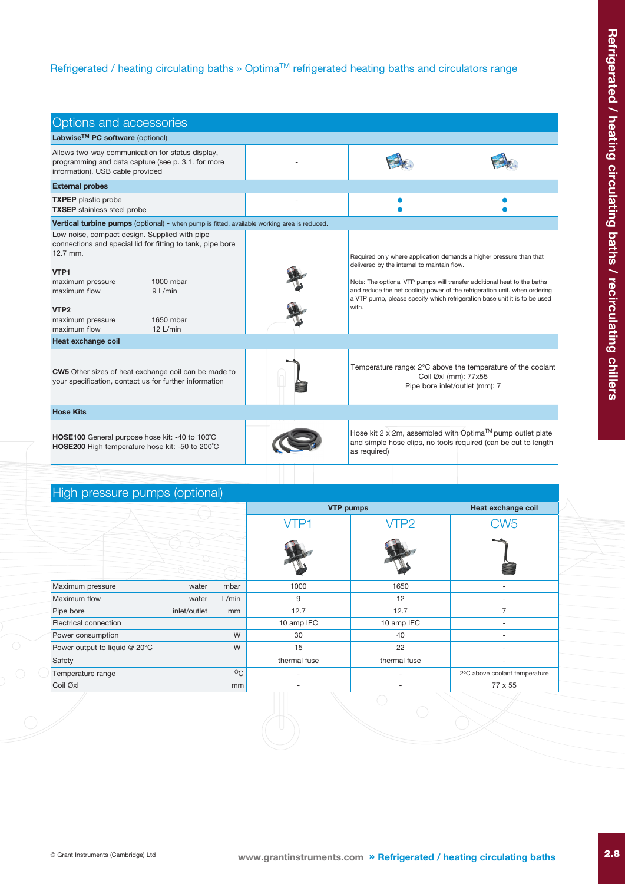Refrigerated / heating circulating baths » Optima™ refrigerated heating baths and circulators range

## Options and accessories

| | | | |
|---|---|---|---|
| **Labwise™ PC software** (optional) | | | |
| Allows two-way communication for status display, programming and data capture (see p. 3.1. for more information). USB cable provided | - | | |
| **External probes** | | | |
| **TXPEP** plastic probe | - | ● | ● |
| **TXSEP** stainless steel probe | - | ● | ● |
| **Vertical turbine pumps** (optional) - when pump is fitted, available working area is reduced. | | | |
| Low noise, compact design. Supplied with pipe connections and special lid for fitting to tank, pipe bore 12.7 mm.<br><br>**VTP1**<br>maximum pressure 1000 mbar<br>maximum flow 9 L/min<br><br>**VTP2**<br>maximum pressure 1650 mbar<br>maximum flow 12 L/min | | Required only where application demands a higher pressure than that delivered by the internal to maintain flow.<br><br>Note: The optional VTP pumps will transfer additional heat to the baths and reduce the net cooling power of the refrigeration unit. when ordering a VTP pump, please specify which refrigeration base unit it is to be used with. | |
| **Heat exchange coil** | | | |
| **CW5** Other sizes of heat exchange coil can be made to your specification, contact us for further information | | Temperature range: 2°C above the temperature of the coolant<br>Coil Øxl (mm): 77x55<br>Pipe bore inlet/outlet (mm): 7 | |
| **Hose Kits** | | | |
| **HOSE100** General purpose hose kit: -40 to 100˚C<br>**HOSE200** High temperature hose kit: -50 to 200˚C | | Hose kit 2 x 2m, assembled with Optima™ pump outlet plate and simple hose clips, no tools required (can be cut to length as required) | |

## High pressure pumps (optional)

| | | | VTP pumps | | Heat exchange coil |
|---|---|---|---|---|---|
| | | | VTP1 | VTP2 | CW5 |
| Maximum pressure | water | mbar | 1000 | 1650 | - |
| Maximum flow | water | L/min | 9 | 12 | - |
| Pipe bore | inlet/outlet | mm | 12.7 | 12.7 | 7 |
| Electrical connection | | | 10 amp IEC | 10 amp IEC | - |
| Power consumption | | W | 30 | 40 | - |
| Power output to liquid @ 20°C | | W | 15 | 22 | - |
| Safety | | | thermal fuse | thermal fuse | - |
| Temperature range | | °C | - | - | 2°C above coolant temperature |
| Coil Øxl | | mm | - | - | 77 x 55 |